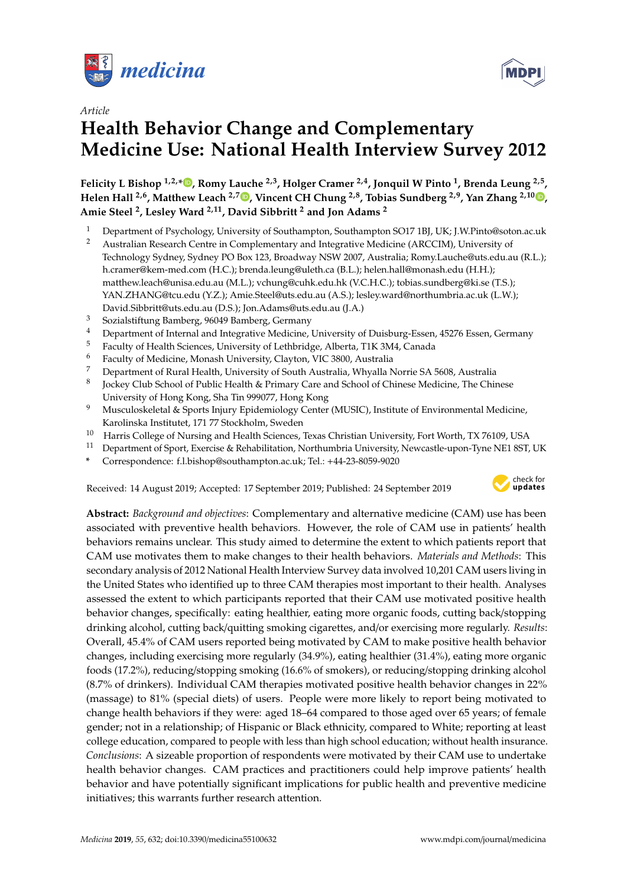*Article*

# Health Behavior Change and Complementary Medicine Use: National Health Interview Survey 2012

**Felicity L Bishop [1,2,*], Romy Lauche [2,3], Holger Cramer [2,4], Jonquil W Pinto [1], Brenda Leung [2,5], Helen Hall [2,6], Matthew Leach [2,7], Vincent CH Chung [2,8], Tobias Sundberg [2,9], Yan Zhang [2,10], Amie Steel [2], Lesley Ward [2,11], David Sibbritt [2] and Jon Adams [2]**

1. Department of Psychology, University of Southampton, Southampton SO17 1BJ, UK; J.W.Pinto@soton.ac.uk
2. Australian Research Centre in Complementary and Integrative Medicine (ARCCIM), University of Technology Sydney, Sydney PO Box 123, Broadway NSW 2007, Australia; Romy.Lauche@uts.edu.au (R.L.); h.cramer@kem-med.com (H.C.); brenda.leung@uleth.ca (B.L.); helen.hall@monash.edu (H.H.); matthew.leach@unisa.edu.au (M.L.); vchung@cuhk.edu.hk (V.C.H.C.); tobias.sundberg@ki.se (T.S.); YAN.ZHANG@tcu.edu (Y.Z.); Amie.Steel@uts.edu.au (A.S.); lesley.ward@northumbria.ac.uk (L.W.); David.Sibbritt@uts.edu.au (D.S.); Jon.Adams@uts.edu.au (J.A.)
3. Sozialstiftung Bamberg, 96049 Bamberg, Germany
4. Department of Internal and Integrative Medicine, University of Duisburg-Essen, 45276 Essen, Germany
5. Faculty of Health Sciences, University of Lethbridge, Alberta, T1K 3M4, Canada
6. Faculty of Medicine, Monash University, Clayton, VIC 3800, Australia
7. Department of Rural Health, University of South Australia, Whyalla Norrie SA 5608, Australia
8. Jockey Club School of Public Health & Primary Care and School of Chinese Medicine, The Chinese University of Hong Kong, Sha Tin 999077, Hong Kong
9. Musculoskeletal & Sports Injury Epidemiology Center (MUSIC), Institute of Environmental Medicine, Karolinska Institutet, 171 77 Stockholm, Sweden
10. Harris College of Nursing and Health Sciences, Texas Christian University, Fort Worth, TX 76109, USA
11. Department of Sport, Exercise & Rehabilitation, Northumbria University, Newcastle-upon-Tyne NE1 8ST, UK

\* Correspondence: f.l.bishop@southampton.ac.uk; Tel.: +44-23-8059-9020

Received: 14 August 2019; Accepted: 17 September 2019; Published: 24 September 2019

**Abstract:** *Background and objectives*: Complementary and alternative medicine (CAM) use has been associated with preventive health behaviors. However, the role of CAM use in patients' health behaviors remains unclear. This study aimed to determine the extent to which patients report that CAM use motivates them to make changes to their health behaviors. *Materials and Methods*: This secondary analysis of 2012 National Health Interview Survey data involved 10,201 CAM users living in the United States who identified up to three CAM therapies most important to their health. Analyses assessed the extent to which participants reported that their CAM use motivated positive health behavior changes, specifically: eating healthier, eating more organic foods, cutting back/stopping drinking alcohol, cutting back/quitting smoking cigarettes, and/or exercising more regularly. *Results*: Overall, 45.4% of CAM users reported being motivated by CAM to make positive health behavior changes, including exercising more regularly (34.9%), eating healthier (31.4%), eating more organic foods (17.2%), reducing/stopping smoking (16.6% of smokers), or reducing/stopping drinking alcohol (8.7% of drinkers). Individual CAM therapies motivated positive health behavior changes in 22% (massage) to 81% (special diets) of users. People were more likely to report being motivated to change health behaviors if they were: aged 18–64 compared to those aged over 65 years; of female gender; not in a relationship; of Hispanic or Black ethnicity, compared to White; reporting at least college education, compared to people with less than high school education; without health insurance. *Conclusions*: A sizeable proportion of respondents were motivated by their CAM use to undertake health behavior changes. CAM practices and practitioners could help improve patients' health behavior and have potentially significant implications for public health and preventive medicine initiatives; this warrants further research attention.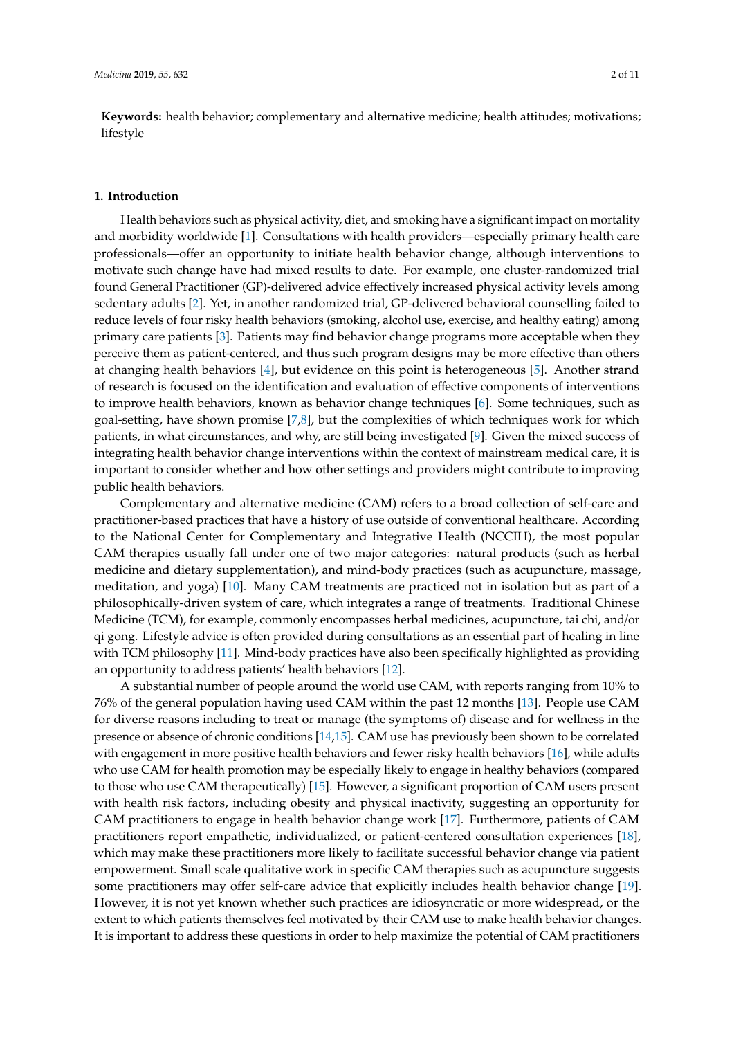**Keywords:** health behavior; complementary and alternative medicine; health attitudes; motivations; lifestyle

## 1. Introduction

Health behaviors such as physical activity, diet, and smoking have a significant impact on mortality and morbidity worldwide [1]. Consultations with health providers—especially primary health care professionals—offer an opportunity to initiate health behavior change, although interventions to motivate such change have had mixed results to date. For example, one cluster-randomized trial found General Practitioner (GP)-delivered advice effectively increased physical activity levels among sedentary adults [2]. Yet, in another randomized trial, GP-delivered behavioral counselling failed to reduce levels of four risky health behaviors (smoking, alcohol use, exercise, and healthy eating) among primary care patients [3]. Patients may find behavior change programs more acceptable when they perceive them as patient-centered, and thus such program designs may be more effective than others at changing health behaviors [4], but evidence on this point is heterogeneous [5]. Another strand of research is focused on the identification and evaluation of effective components of interventions to improve health behaviors, known as behavior change techniques [6]. Some techniques, such as goal-setting, have shown promise [7,8], but the complexities of which techniques work for which patients, in what circumstances, and why, are still being investigated [9]. Given the mixed success of integrating health behavior change interventions within the context of mainstream medical care, it is important to consider whether and how other settings and providers might contribute to improving public health behaviors.

Complementary and alternative medicine (CAM) refers to a broad collection of self-care and practitioner-based practices that have a history of use outside of conventional healthcare. According to the National Center for Complementary and Integrative Health (NCCIH), the most popular CAM therapies usually fall under one of two major categories: natural products (such as herbal medicine and dietary supplementation), and mind-body practices (such as acupuncture, massage, meditation, and yoga) [10]. Many CAM treatments are practiced not in isolation but as part of a philosophically-driven system of care, which integrates a range of treatments. Traditional Chinese Medicine (TCM), for example, commonly encompasses herbal medicines, acupuncture, tai chi, and/or qi gong. Lifestyle advice is often provided during consultations as an essential part of healing in line with TCM philosophy [11]. Mind-body practices have also been specifically highlighted as providing an opportunity to address patients' health behaviors [12].

A substantial number of people around the world use CAM, with reports ranging from 10% to 76% of the general population having used CAM within the past 12 months [13]. People use CAM for diverse reasons including to treat or manage (the symptoms of) disease and for wellness in the presence or absence of chronic conditions [14,15]. CAM use has previously been shown to be correlated with engagement in more positive health behaviors and fewer risky health behaviors [16], while adults who use CAM for health promotion may be especially likely to engage in healthy behaviors (compared to those who use CAM therapeutically) [15]. However, a significant proportion of CAM users present with health risk factors, including obesity and physical inactivity, suggesting an opportunity for CAM practitioners to engage in health behavior change work [17]. Furthermore, patients of CAM practitioners report empathetic, individualized, or patient-centered consultation experiences [18], which may make these practitioners more likely to facilitate successful behavior change via patient empowerment. Small scale qualitative work in specific CAM therapies such as acupuncture suggests some practitioners may offer self-care advice that explicitly includes health behavior change [19]. However, it is not yet known whether such practices are idiosyncratic or more widespread, or the extent to which patients themselves feel motivated by their CAM use to make health behavior changes. It is important to address these questions in order to help maximize the potential of CAM practitioners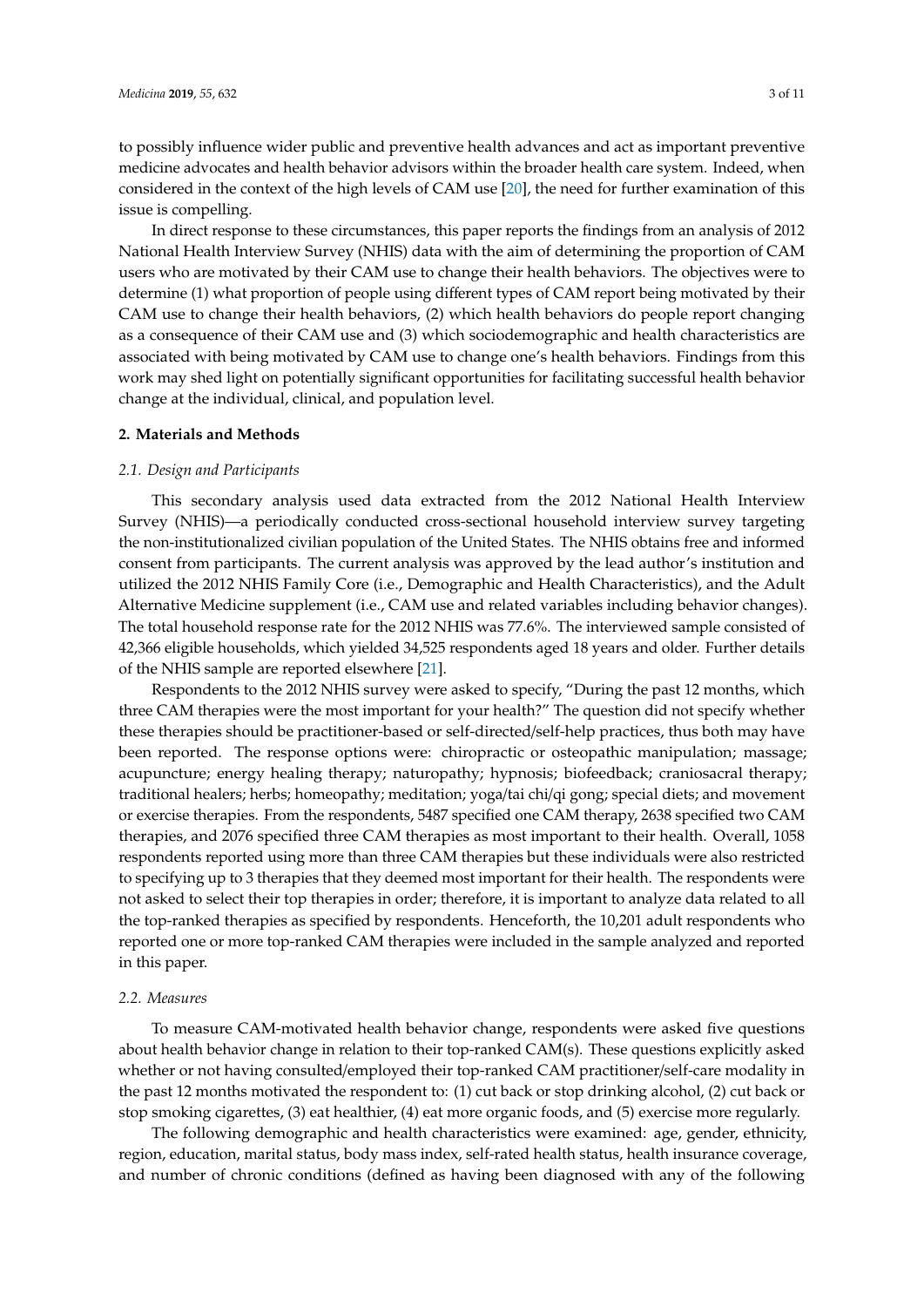to possibly influence wider public and preventive health advances and act as important preventive medicine advocates and health behavior advisors within the broader health care system. Indeed, when considered in the context of the high levels of CAM use [20], the need for further examination of this issue is compelling.

In direct response to these circumstances, this paper reports the findings from an analysis of 2012 National Health Interview Survey (NHIS) data with the aim of determining the proportion of CAM users who are motivated by their CAM use to change their health behaviors. The objectives were to determine (1) what proportion of people using different types of CAM report being motivated by their CAM use to change their health behaviors, (2) which health behaviors do people report changing as a consequence of their CAM use and (3) which sociodemographic and health characteristics are associated with being motivated by CAM use to change one's health behaviors. Findings from this work may shed light on potentially significant opportunities for facilitating successful health behavior change at the individual, clinical, and population level.

## 2. Materials and Methods

### *2.1. Design and Participants*

This secondary analysis used data extracted from the 2012 National Health Interview Survey (NHIS)—a periodically conducted cross-sectional household interview survey targeting the non-institutionalized civilian population of the United States. The NHIS obtains free and informed consent from participants. The current analysis was approved by the lead author's institution and utilized the 2012 NHIS Family Core (i.e., Demographic and Health Characteristics), and the Adult Alternative Medicine supplement (i.e., CAM use and related variables including behavior changes). The total household response rate for the 2012 NHIS was 77.6%. The interviewed sample consisted of 42,366 eligible households, which yielded 34,525 respondents aged 18 years and older. Further details of the NHIS sample are reported elsewhere [21].

Respondents to the 2012 NHIS survey were asked to specify, "During the past 12 months, which three CAM therapies were the most important for your health?" The question did not specify whether these therapies should be practitioner-based or self-directed/self-help practices, thus both may have been reported. The response options were: chiropractic or osteopathic manipulation; massage; acupuncture; energy healing therapy; naturopathy; hypnosis; biofeedback; craniosacral therapy; traditional healers; herbs; homeopathy; meditation; yoga/tai chi/qi gong; special diets; and movement or exercise therapies. From the respondents, 5487 specified one CAM therapy, 2638 specified two CAM therapies, and 2076 specified three CAM therapies as most important to their health. Overall, 1058 respondents reported using more than three CAM therapies but these individuals were also restricted to specifying up to 3 therapies that they deemed most important for their health. The respondents were not asked to select their top therapies in order; therefore, it is important to analyze data related to all the top-ranked therapies as specified by respondents. Henceforth, the 10,201 adult respondents who reported one or more top-ranked CAM therapies were included in the sample analyzed and reported in this paper.

### *2.2. Measures*

To measure CAM-motivated health behavior change, respondents were asked five questions about health behavior change in relation to their top-ranked CAM(s). These questions explicitly asked whether or not having consulted/employed their top-ranked CAM practitioner/self-care modality in the past 12 months motivated the respondent to: (1) cut back or stop drinking alcohol, (2) cut back or stop smoking cigarettes, (3) eat healthier, (4) eat more organic foods, and (5) exercise more regularly.

The following demographic and health characteristics were examined: age, gender, ethnicity, region, education, marital status, body mass index, self-rated health status, health insurance coverage, and number of chronic conditions (defined as having been diagnosed with any of the following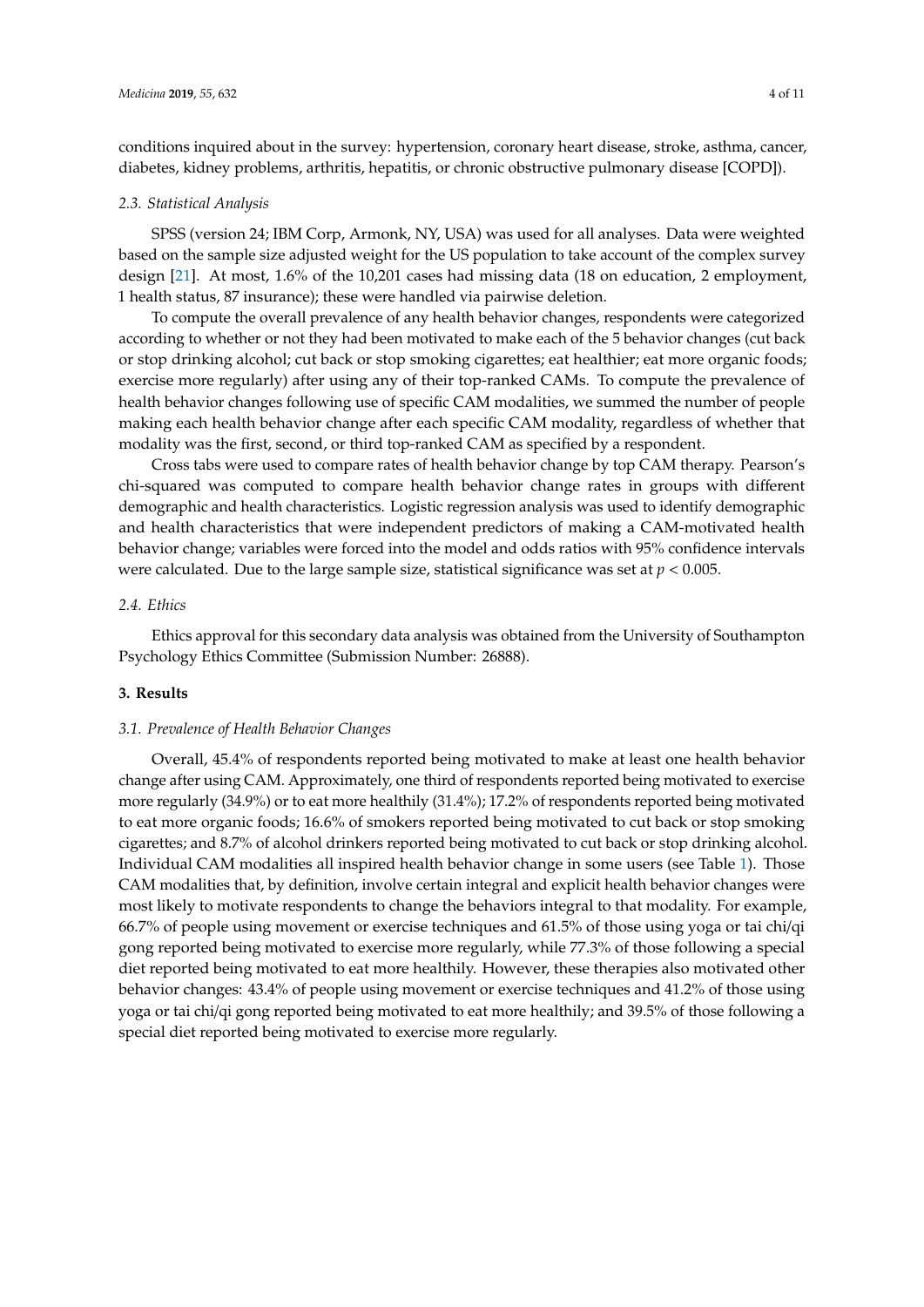conditions inquired about in the survey: hypertension, coronary heart disease, stroke, asthma, cancer, diabetes, kidney problems, arthritis, hepatitis, or chronic obstructive pulmonary disease [COPD]).

### *2.3. Statistical Analysis*

SPSS (version 24; IBM Corp, Armonk, NY, USA) was used for all analyses. Data were weighted based on the sample size adjusted weight for the US population to take account of the complex survey design [21]. At most, 1.6% of the 10,201 cases had missing data (18 on education, 2 employment, 1 health status, 87 insurance); these were handled via pairwise deletion.

To compute the overall prevalence of any health behavior changes, respondents were categorized according to whether or not they had been motivated to make each of the 5 behavior changes (cut back or stop drinking alcohol; cut back or stop smoking cigarettes; eat healthier; eat more organic foods; exercise more regularly) after using any of their top-ranked CAMs. To compute the prevalence of health behavior changes following use of specific CAM modalities, we summed the number of people making each health behavior change after each specific CAM modality, regardless of whether that modality was the first, second, or third top-ranked CAM as specified by a respondent.

Cross tabs were used to compare rates of health behavior change by top CAM therapy. Pearson's chi-squared was computed to compare health behavior change rates in groups with different demographic and health characteristics. Logistic regression analysis was used to identify demographic and health characteristics that were independent predictors of making a CAM-motivated health behavior change; variables were forced into the model and odds ratios with 95% confidence intervals were calculated. Due to the large sample size, statistical significance was set at $p < 0.005$.

### *2.4. Ethics*

Ethics approval for this secondary data analysis was obtained from the University of Southampton Psychology Ethics Committee (Submission Number: 26888).

## **3. Results**

### *3.1. Prevalence of Health Behavior Changes*

Overall, 45.4% of respondents reported being motivated to make at least one health behavior change after using CAM. Approximately, one third of respondents reported being motivated to exercise more regularly (34.9%) or to eat more healthily (31.4%); 17.2% of respondents reported being motivated to eat more organic foods; 16.6% of smokers reported being motivated to cut back or stop smoking cigarettes; and 8.7% of alcohol drinkers reported being motivated to cut back or stop drinking alcohol. Individual CAM modalities all inspired health behavior change in some users (see Table 1). Those CAM modalities that, by definition, involve certain integral and explicit health behavior changes were most likely to motivate respondents to change the behaviors integral to that modality. For example, 66.7% of people using movement or exercise techniques and 61.5% of those using yoga or tai chi/qi gong reported being motivated to exercise more regularly, while 77.3% of those following a special diet reported being motivated to eat more healthily. However, these therapies also motivated other behavior changes: 43.4% of people using movement or exercise techniques and 41.2% of those using yoga or tai chi/qi gong reported being motivated to eat more healthily; and 39.5% of those following a special diet reported being motivated to exercise more regularly.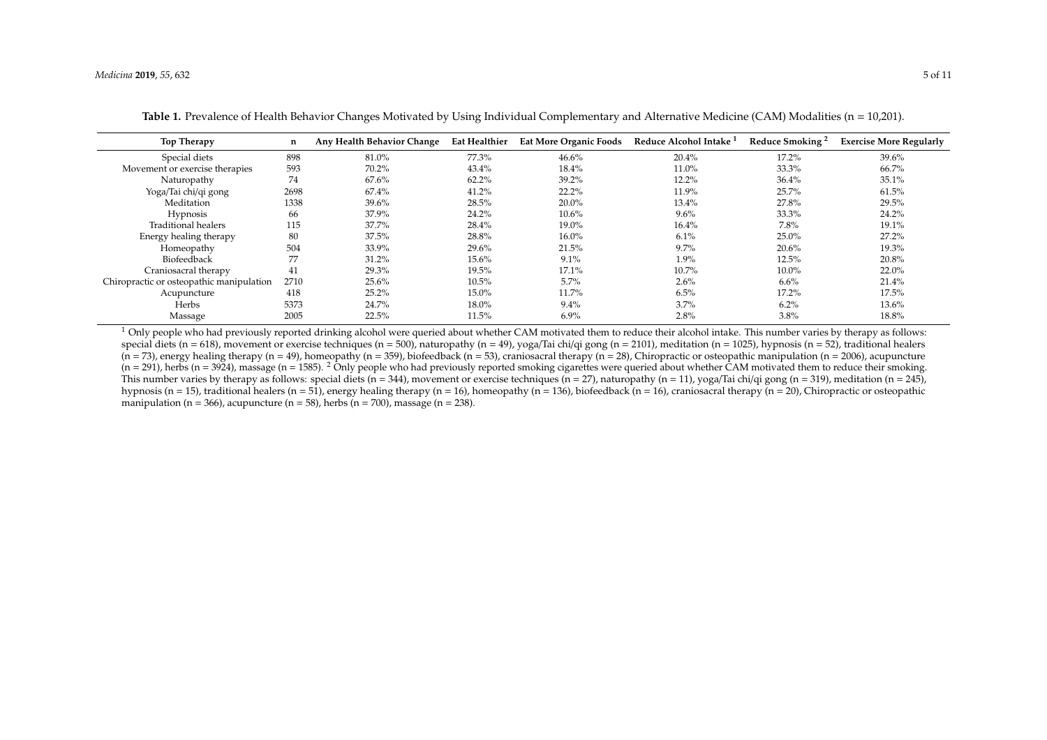**Table 1.** Prevalence of Health Behavior Changes Motivated by Using Individual Complementary and Alternative Medicine (CAM) Modalities (n = 10,201).

| Top Therapy | n | Any Health Behavior Change | Eat Healthier | Eat More Organic Foods | Reduce Alcohol Intake [1] | Reduce Smoking [2] | Exercise More Regularly |
|---|---|---|---|---|---|---|---|
| Special diets | 898 | 81.0% | 77.3% | 46.6% | 20.4% | 17.2% | 39.6% |
| Movement or exercise therapies | 593 | 70.2% | 43.4% | 18.4% | 11.0% | 33.3% | 66.7% |
| Naturopathy | 74 | 67.6% | 62.2% | 39.2% | 12.2% | 36.4% | 35.1% |
| Yoga/Tai chi/qi gong | 2698 | 67.4% | 41.2% | 22.2% | 11.9% | 25.7% | 61.5% |
| Meditation | 1338 | 39.6% | 28.5% | 20.0% | 13.4% | 27.8% | 29.5% |
| Hypnosis | 66 | 37.9% | 24.2% | 10.6% | 9.6% | 33.3% | 24.2% |
| Traditional healers | 115 | 37.7% | 28.4% | 19.0% | 16.4% | 7.8% | 19.1% |
| Energy healing therapy | 80 | 37.5% | 28.8% | 16.0% | 6.1% | 25.0% | 27.2% |
| Homeopathy | 504 | 33.9% | 29.6% | 21.5% | 9.7% | 20.6% | 19.3% |
| Biofeedback | 77 | 31.2% | 15.6% | 9.1% | 1.9% | 12.5% | 20.8% |
| Craniosacral therapy | 41 | 29.3% | 19.5% | 17.1% | 10.7% | 10.0% | 22.0% |
| Chiropractic or osteopathic manipulation | 2710 | 25.6% | 10.5% | 5.7% | 2.6% | 6.6% | 21.4% |
| Acupuncture | 418 | 25.2% | 15.0% | 11.7% | 6.5% | 17.2% | 17.5% |
| Herbs | 5373 | 24.7% | 18.0% | 9.4% | 3.7% | 6.2% | 13.6% |
| Massage | 2005 | 22.5% | 11.5% | 6.9% | 2.8% | 3.8% | 18.8% |

[1] Only people who had previously reported drinking alcohol were queried about whether CAM motivated them to reduce their alcohol intake. This number varies by therapy as follows: special diets (n = 618), movement or exercise techniques (n = 500), naturopathy (n = 49), yoga/Tai chi/qi gong (n = 2101), meditation (n = 1025), hypnosis (n = 52), traditional healers (n = 73), energy healing therapy (n = 49), homeopathy (n = 359), biofeedback (n = 53), craniosacral therapy (n = 28), Chiropractic or osteopathic manipulation (n = 2006), acupuncture (n = 291), herbs (n = 3924), massage (n = 1585). [2] Only people who had previously reported smoking cigarettes were queried about whether CAM motivated them to reduce their smoking. This number varies by therapy as follows: special diets (n = 344), movement or exercise techniques (n = 27), naturopathy (n = 11), yoga/Tai chi/qi gong (n = 319), meditation (n = 245), hypnosis (n = 15), traditional healers (n = 51), energy healing therapy (n = 16), homeopathy (n = 136), biofeedback (n = 16), craniosacral therapy (n = 20), Chiropractic or osteopathic manipulation (n = 366), acupuncture (n = 58), herbs (n = 700), massage (n = 238).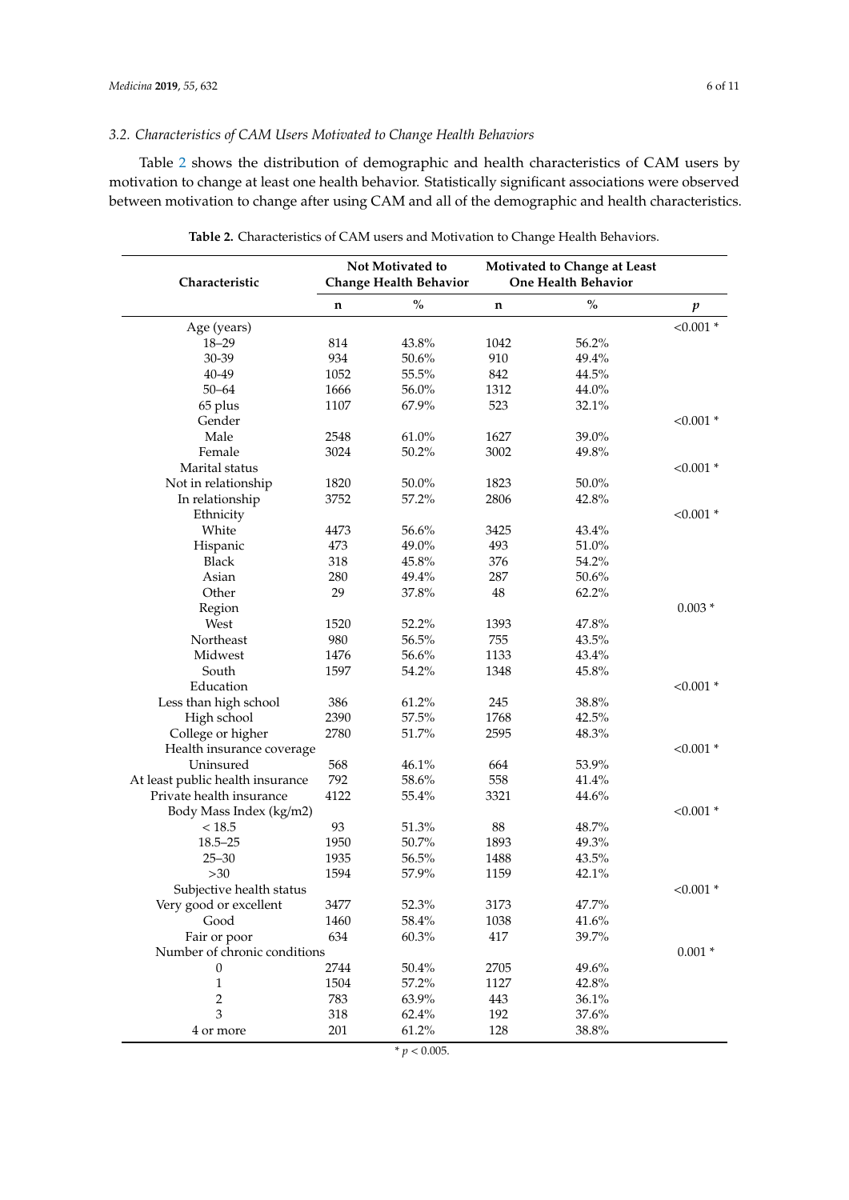### 3.2. Characteristics of CAM Users Motivated to Change Health Behaviors

Table 2 shows the distribution of demographic and health characteristics of CAM users by motivation to change at least one health behavior. Statistically significant associations were observed between motivation to change after using CAM and all of the demographic and health characteristics.

**Table 2.** Characteristics of CAM users and Motivation to Change Health Behaviors.

| Characteristic | Not Motivated to Change Health Behavior | | Motivated to Change at Least One Health Behavior | | |
|---|---|---|---|---|---|
| | n | % | n | % | *p* |
| Age (years) | | | | | <0.001 * |
| 18–29 | 814 | 43.8% | 1042 | 56.2% | |
| 30-39 | 934 | 50.6% | 910 | 49.4% | |
| 40-49 | 1052 | 55.5% | 842 | 44.5% | |
| 50–64 | 1666 | 56.0% | 1312 | 44.0% | |
| 65 plus | 1107 | 67.9% | 523 | 32.1% | |
| Gender | | | | | <0.001 * |
| Male | 2548 | 61.0% | 1627 | 39.0% | |
| Female | 3024 | 50.2% | 3002 | 49.8% | |
| Marital status | | | | | <0.001 * |
| Not in relationship | 1820 | 50.0% | 1823 | 50.0% | |
| In relationship | 3752 | 57.2% | 2806 | 42.8% | |
| Ethnicity | | | | | <0.001 * |
| White | 4473 | 56.6% | 3425 | 43.4% | |
| Hispanic | 473 | 49.0% | 493 | 51.0% | |
| Black | 318 | 45.8% | 376 | 54.2% | |
| Asian | 280 | 49.4% | 287 | 50.6% | |
| Other | 29 | 37.8% | 48 | 62.2% | |
| Region | | | | | 0.003 * |
| West | 1520 | 52.2% | 1393 | 47.8% | |
| Northeast | 980 | 56.5% | 755 | 43.5% | |
| Midwest | 1476 | 56.6% | 1133 | 43.4% | |
| South | 1597 | 54.2% | 1348 | 45.8% | |
| Education | | | | | <0.001 * |
| Less than high school | 386 | 61.2% | 245 | 38.8% | |
| High school | 2390 | 57.5% | 1768 | 42.5% | |
| College or higher | 2780 | 51.7% | 2595 | 48.3% | |
| Health insurance coverage | | | | | <0.001 * |
| Uninsured | 568 | 46.1% | 664 | 53.9% | |
| At least public health insurance | 792 | 58.6% | 558 | 41.4% | |
| Private health insurance | 4122 | 55.4% | 3321 | 44.6% | |
| Body Mass Index (kg/m2) | | | | | <0.001 * |
| < 18.5 | 93 | 51.3% | 88 | 48.7% | |
| 18.5–25 | 1950 | 50.7% | 1893 | 49.3% | |
| 25–30 | 1935 | 56.5% | 1488 | 43.5% | |
| >30 | 1594 | 57.9% | 1159 | 42.1% | |
| Subjective health status | | | | | <0.001 * |
| Very good or excellent | 3477 | 52.3% | 3173 | 47.7% | |
| Good | 1460 | 58.4% | 1038 | 41.6% | |
| Fair or poor | 634 | 60.3% | 417 | 39.7% | |
| Number of chronic conditions | | | | | 0.001 * |
| 0 | 2744 | 50.4% | 2705 | 49.6% | |
| 1 | 1504 | 57.2% | 1127 | 42.8% | |
| 2 | 783 | 63.9% | 443 | 36.1% | |
| 3 | 318 | 62.4% | 192 | 37.6% | |
| 4 or more | 201 | 61.2% | 128 | 38.8% | |

* $p < 0.005$.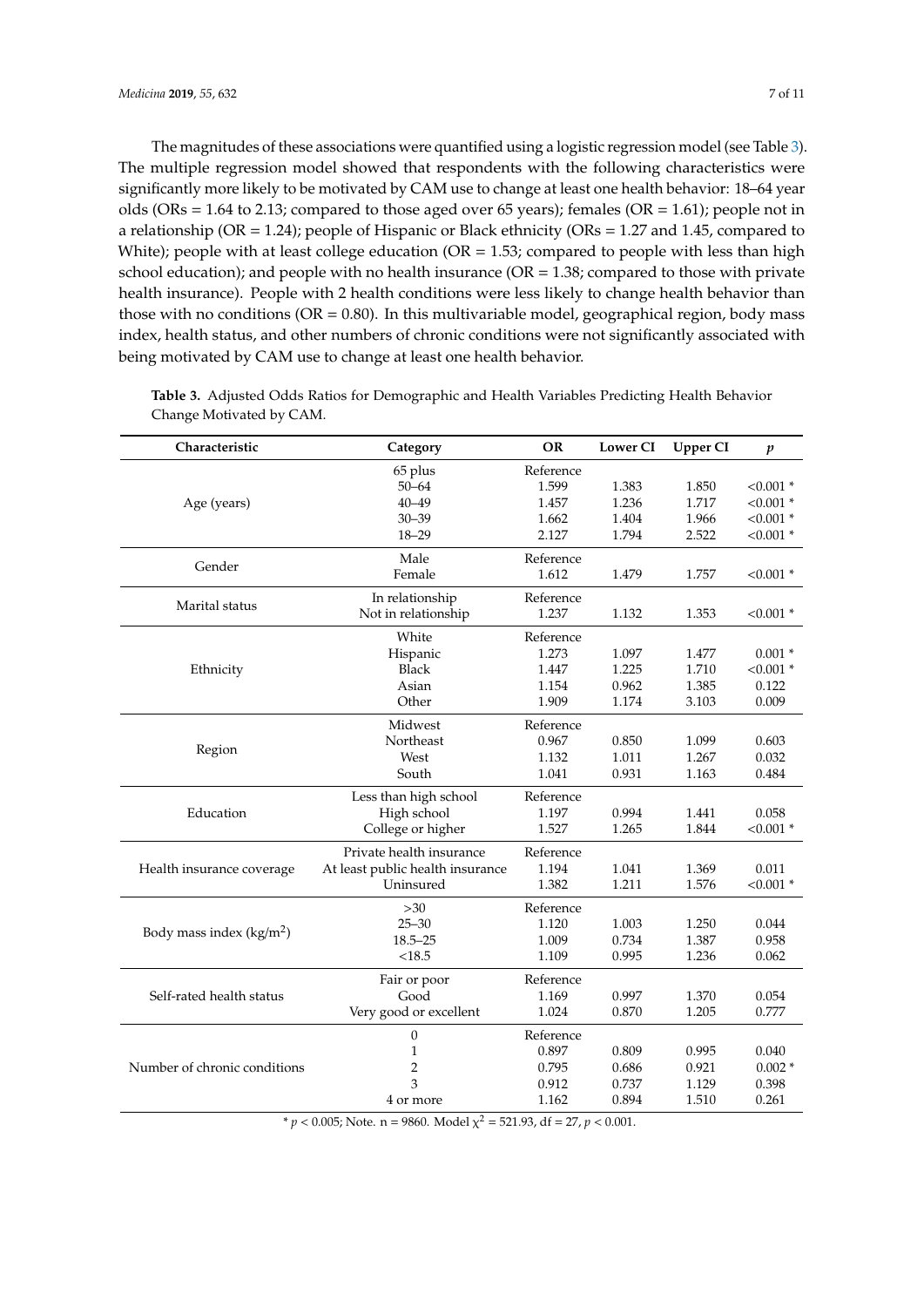The magnitudes of these associations were quantified using a logistic regression model (see Table 3). The multiple regression model showed that respondents with the following characteristics were significantly more likely to be motivated by CAM use to change at least one health behavior: 18–64 year olds (ORs = 1.64 to 2.13; compared to those aged over 65 years); females (OR = 1.61); people not in a relationship (OR = 1.24); people of Hispanic or Black ethnicity (ORs = 1.27 and 1.45, compared to White); people with at least college education (OR = 1.53; compared to people with less than high school education); and people with no health insurance (OR = 1.38; compared to those with private health insurance). People with 2 health conditions were less likely to change health behavior than those with no conditions (OR = 0.80). In this multivariable model, geographical region, body mass index, health status, and other numbers of chronic conditions were not significantly associated with being motivated by CAM use to change at least one health behavior.

**Table 3.** Adjusted Odds Ratios for Demographic and Health Variables Predicting Health Behavior Change Motivated by CAM.

| Characteristic | Category | OR | Lower CI | Upper CI | *p* |
|---|---|---|---|---|---|
| Age (years) | 65 plus | Reference | | | |
| | 50–64 | 1.599 | 1.383 | 1.850 | <0.001 * |
| | 40–49 | 1.457 | 1.236 | 1.717 | <0.001 * |
| | 30–39 | 1.662 | 1.404 | 1.966 | <0.001 * |
| | 18–29 | 2.127 | 1.794 | 2.522 | <0.001 * |
| Gender | Male | Reference | | | |
| | Female | 1.612 | 1.479 | 1.757 | <0.001 * |
| Marital status | In relationship | Reference | | | |
| | Not in relationship | 1.237 | 1.132 | 1.353 | <0.001 * |
| Ethnicity | White | Reference | | | |
| | Hispanic | 1.273 | 1.097 | 1.477 | 0.001 * |
| | Black | 1.447 | 1.225 | 1.710 | <0.001 * |
| | Asian | 1.154 | 0.962 | 1.385 | 0.122 |
| | Other | 1.909 | 1.174 | 3.103 | 0.009 |
| Region | Midwest | Reference | | | |
| | Northeast | 0.967 | 0.850 | 1.099 | 0.603 |
| | West | 1.132 | 1.011 | 1.267 | 0.032 |
| | South | 1.041 | 0.931 | 1.163 | 0.484 |
| Education | Less than high school | Reference | | | |
| | High school | 1.197 | 0.994 | 1.441 | 0.058 |
| | College or higher | 1.527 | 1.265 | 1.844 | <0.001 * |
| Health insurance coverage | Private health insurance | Reference | | | |
| | At least public health insurance | 1.194 | 1.041 | 1.369 | 0.011 |
| | Uninsured | 1.382 | 1.211 | 1.576 | <0.001 * |
| Body mass index ($kg/m^2$) | >30 | Reference | | | |
| | 25–30 | 1.120 | 1.003 | 1.250 | 0.044 |
| | 18.5–25 | 1.009 | 0.734 | 1.387 | 0.958 |
| | <18.5 | 1.109 | 0.995 | 1.236 | 0.062 |
| Self-rated health status | Fair or poor | Reference | | | |
| | Good | 1.169 | 0.997 | 1.370 | 0.054 |
| | Very good or excellent | 1.024 | 0.870 | 1.205 | 0.777 |
| Number of chronic conditions | 0 | Reference | | | |
| | 1 | 0.897 | 0.809 | 0.995 | 0.040 |
| | 2 | 0.795 | 0.686 | 0.921 | 0.002 * |
| | 3 | 0.912 | 0.737 | 1.129 | 0.398 |
| | 4 or more | 1.162 | 0.894 | 1.510 | 0.261 |

\* $p < 0.005$; Note. n = 9860. Model $\chi^2 = 521.93$, df = 27, $p < 0.001$.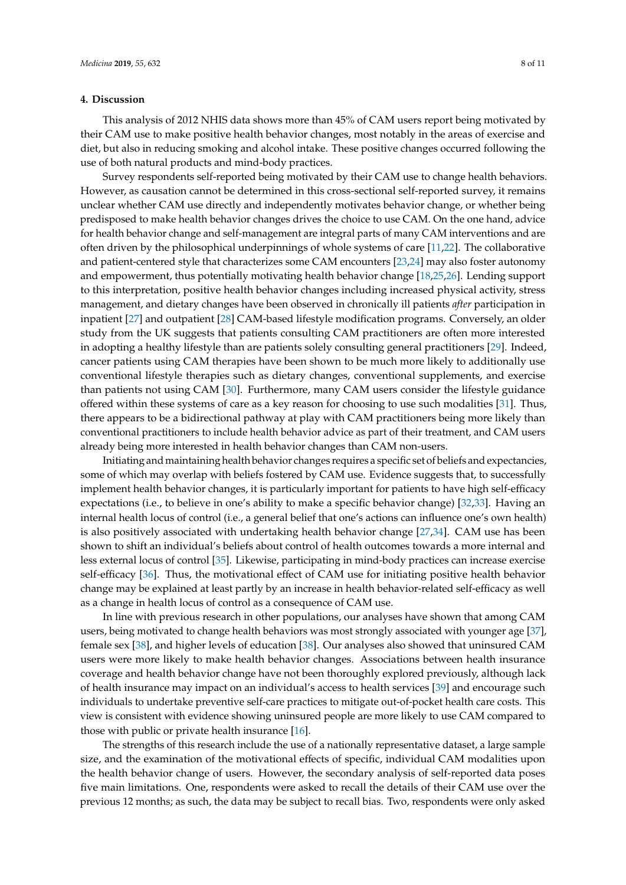## 4. Discussion

This analysis of 2012 NHIS data shows more than 45% of CAM users report being motivated by their CAM use to make positive health behavior changes, most notably in the areas of exercise and diet, but also in reducing smoking and alcohol intake. These positive changes occurred following the use of both natural products and mind-body practices.

Survey respondents self-reported being motivated by their CAM use to change health behaviors. However, as causation cannot be determined in this cross-sectional self-reported survey, it remains unclear whether CAM use directly and independently motivates behavior change, or whether being predisposed to make health behavior changes drives the choice to use CAM. On the one hand, advice for health behavior change and self-management are integral parts of many CAM interventions and are often driven by the philosophical underpinnings of whole systems of care [11,22]. The collaborative and patient-centered style that characterizes some CAM encounters [23,24] may also foster autonomy and empowerment, thus potentially motivating health behavior change [18,25,26]. Lending support to this interpretation, positive health behavior changes including increased physical activity, stress management, and dietary changes have been observed in chronically ill patients *after* participation in inpatient [27] and outpatient [28] CAM-based lifestyle modification programs. Conversely, an older study from the UK suggests that patients consulting CAM practitioners are often more interested in adopting a healthy lifestyle than are patients solely consulting general practitioners [29]. Indeed, cancer patients using CAM therapies have been shown to be much more likely to additionally use conventional lifestyle therapies such as dietary changes, conventional supplements, and exercise than patients not using CAM [30]. Furthermore, many CAM users consider the lifestyle guidance offered within these systems of care as a key reason for choosing to use such modalities [31]. Thus, there appears to be a bidirectional pathway at play with CAM practitioners being more likely than conventional practitioners to include health behavior advice as part of their treatment, and CAM users already being more interested in health behavior changes than CAM non-users.

Initiating and maintaining health behavior changes requires a specific set of beliefs and expectancies, some of which may overlap with beliefs fostered by CAM use. Evidence suggests that, to successfully implement health behavior changes, it is particularly important for patients to have high self-efficacy expectations (i.e., to believe in one's ability to make a specific behavior change) [32,33]. Having an internal health locus of control (i.e., a general belief that one's actions can influence one's own health) is also positively associated with undertaking health behavior change [27,34]. CAM use has been shown to shift an individual's beliefs about control of health outcomes towards a more internal and less external locus of control [35]. Likewise, participating in mind-body practices can increase exercise self-efficacy [36]. Thus, the motivational effect of CAM use for initiating positive health behavior change may be explained at least partly by an increase in health behavior-related self-efficacy as well as a change in health locus of control as a consequence of CAM use.

In line with previous research in other populations, our analyses have shown that among CAM users, being motivated to change health behaviors was most strongly associated with younger age [37], female sex [38], and higher levels of education [38]. Our analyses also showed that uninsured CAM users were more likely to make health behavior changes. Associations between health insurance coverage and health behavior change have not been thoroughly explored previously, although lack of health insurance may impact on an individual's access to health services [39] and encourage such individuals to undertake preventive self-care practices to mitigate out-of-pocket health care costs. This view is consistent with evidence showing uninsured people are more likely to use CAM compared to those with public or private health insurance [16].

The strengths of this research include the use of a nationally representative dataset, a large sample size, and the examination of the motivational effects of specific, individual CAM modalities upon the health behavior change of users. However, the secondary analysis of self-reported data poses five main limitations. One, respondents were asked to recall the details of their CAM use over the previous 12 months; as such, the data may be subject to recall bias. Two, respondents were only asked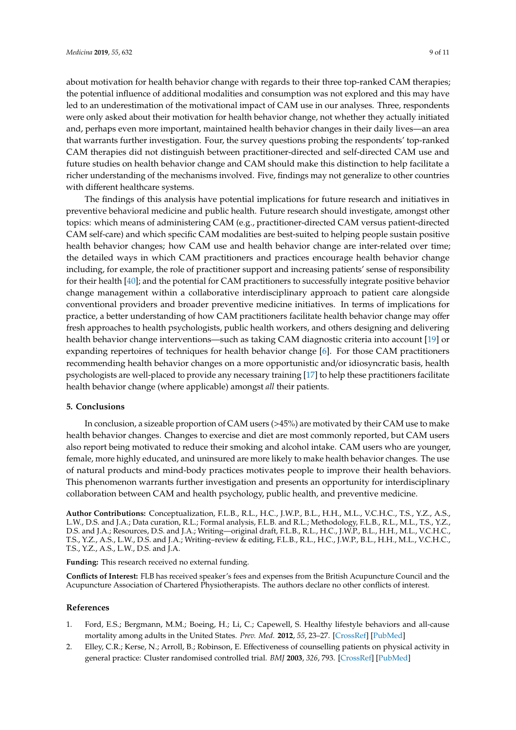about motivation for health behavior change with regards to their three top-ranked CAM therapies; the potential influence of additional modalities and consumption was not explored and this may have led to an underestimation of the motivational impact of CAM use in our analyses. Three, respondents were only asked about their motivation for health behavior change, not whether they actually initiated and, perhaps even more important, maintained health behavior changes in their daily lives—an area that warrants further investigation. Four, the survey questions probing the respondents' top-ranked CAM therapies did not distinguish between practitioner-directed and self-directed CAM use and future studies on health behavior change and CAM should make this distinction to help facilitate a richer understanding of the mechanisms involved. Five, findings may not generalize to other countries with different healthcare systems.

The findings of this analysis have potential implications for future research and initiatives in preventive behavioral medicine and public health. Future research should investigate, amongst other topics: which means of administering CAM (e.g., practitioner-directed CAM versus patient-directed CAM self-care) and which specific CAM modalities are best-suited to helping people sustain positive health behavior changes; how CAM use and health behavior change are inter-related over time; the detailed ways in which CAM practitioners and practices encourage health behavior change including, for example, the role of practitioner support and increasing patients' sense of responsibility for their health [40]; and the potential for CAM practitioners to successfully integrate positive behavior change management within a collaborative interdisciplinary approach to patient care alongside conventional providers and broader preventive medicine initiatives. In terms of implications for practice, a better understanding of how CAM practitioners facilitate health behavior change may offer fresh approaches to health psychologists, public health workers, and others designing and delivering health behavior change interventions—such as taking CAM diagnostic criteria into account [19] or expanding repertoires of techniques for health behavior change [6]. For those CAM practitioners recommending health behavior changes on a more opportunistic and/or idiosyncratic basis, health psychologists are well-placed to provide any necessary training [17] to help these practitioners facilitate health behavior change (where applicable) amongst *all* their patients.

## 5. Conclusions

In conclusion, a sizeable proportion of CAM users (>45%) are motivated by their CAM use to make health behavior changes. Changes to exercise and diet are most commonly reported, but CAM users also report being motivated to reduce their smoking and alcohol intake. CAM users who are younger, female, more highly educated, and uninsured are more likely to make health behavior changes. The use of natural products and mind-body practices motivates people to improve their health behaviors. This phenomenon warrants further investigation and presents an opportunity for interdisciplinary collaboration between CAM and health psychology, public health, and preventive medicine.

**Author Contributions:** Conceptualization, F.L.B., R.L., H.C., J.W.P., B.L., H.H., M.L., V.C.H.C., T.S., Y.Z., A.S., L.W., D.S. and J.A.; Data curation, R.L.; Formal analysis, F.L.B. and R.L.; Methodology, F.L.B., R.L., M.L., T.S., Y.Z., D.S. and J.A.; Resources, D.S. and J.A.; Writing—original draft, F.L.B., R.L., H.C., J.W.P., B.L., H.H., M.L., V.C.H.C., T.S., Y.Z., A.S., L.W., D.S. and J.A.; Writing–review & editing, F.L.B., R.L., H.C., J.W.P., B.L., H.H., M.L., V.C.H.C., T.S., Y.Z., A.S., L.W., D.S. and J.A.

**Funding:** This research received no external funding.

**Conflicts of Interest:** FLB has received speaker's fees and expenses from the British Acupuncture Council and the Acupuncture Association of Chartered Physiotherapists. The authors declare no other conflicts of interest.

## References

1. Ford, E.S.; Bergmann, M.M.; Boeing, H.; Li, C.; Capewell, S. Healthy lifestyle behaviors and all-cause mortality among adults in the United States. *Prev. Med.* **2012**, *55*, 23–27. [CrossRef] [PubMed]
2. Elley, C.R.; Kerse, N.; Arroll, B.; Robinson, E. Effectiveness of counselling patients on physical activity in general practice: Cluster randomised controlled trial. *BMJ* **2003**, *326*, 793. [CrossRef] [PubMed]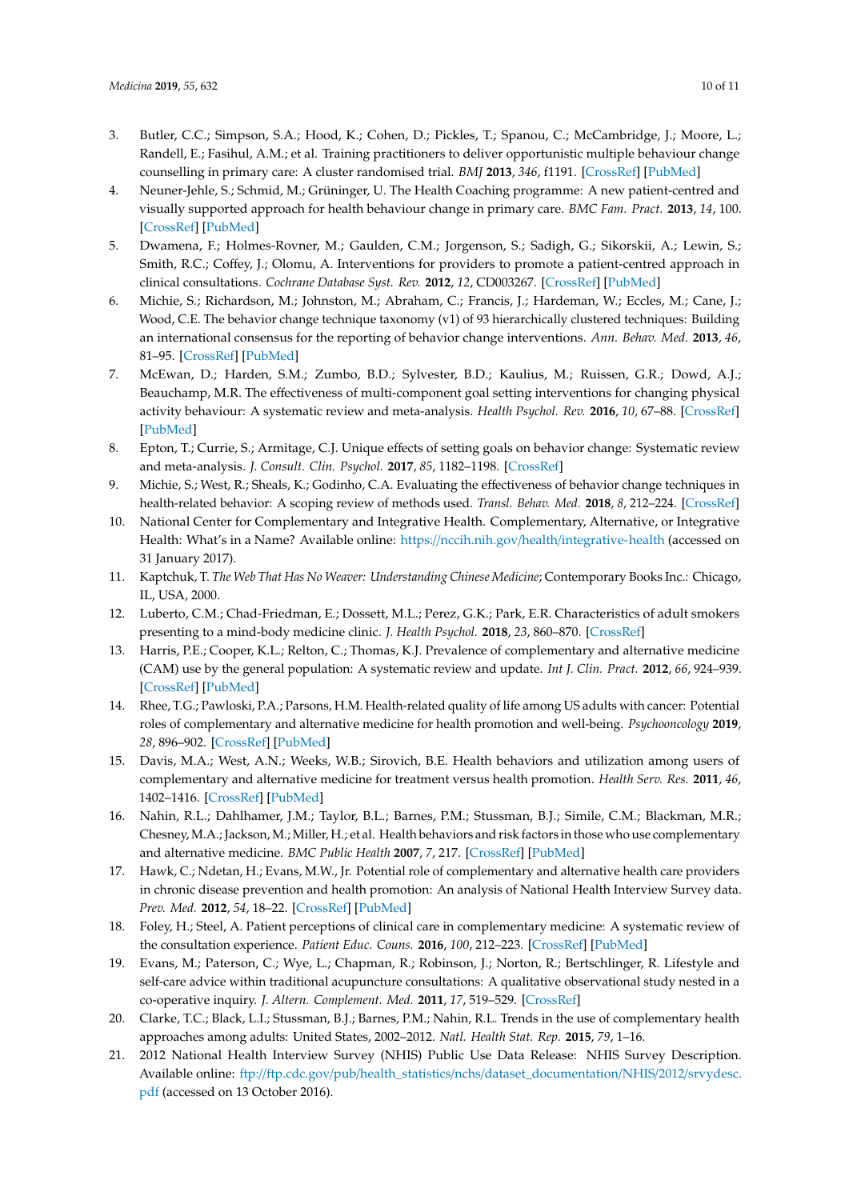3. Butler, C.C.; Simpson, S.A.; Hood, K.; Cohen, D.; Pickles, T.; Spanou, C.; McCambridge, J.; Moore, L.; Randell, E.; Fasihul, A.M.; et al. Training practitioners to deliver opportunistic multiple behaviour change counselling in primary care: A cluster randomised trial. *BMJ* **2013**, *346*, f1191. [CrossRef] [PubMed]
4. Neuner-Jehle, S.; Schmid, M.; Grüninger, U. The Health Coaching programme: A new patient-centred and visually supported approach for health behaviour change in primary care. *BMC Fam. Pract.* **2013**, *14*, 100. [CrossRef] [PubMed]
5. Dwamena, F.; Holmes-Rovner, M.; Gaulden, C.M.; Jorgenson, S.; Sadigh, G.; Sikorskii, A.; Lewin, S.; Smith, R.C.; Coffey, J.; Olomu, A. Interventions for providers to promote a patient-centred approach in clinical consultations. *Cochrane Database Syst. Rev.* **2012**, *12*, CD003267. [CrossRef] [PubMed]
6. Michie, S.; Richardson, M.; Johnston, M.; Abraham, C.; Francis, J.; Hardeman, W.; Eccles, M.; Cane, J.; Wood, C.E. The behavior change technique taxonomy (v1) of 93 hierarchically clustered techniques: Building an international consensus for the reporting of behavior change interventions. *Ann. Behav. Med.* **2013**, *46*, 81–95. [CrossRef] [PubMed]
7. McEwan, D.; Harden, S.M.; Zumbo, B.D.; Sylvester, B.D.; Kaulius, M.; Ruissen, G.R.; Dowd, A.J.; Beauchamp, M.R. The effectiveness of multi-component goal setting interventions for changing physical activity behaviour: A systematic review and meta-analysis. *Health Psychol. Rev.* **2016**, *10*, 67–88. [CrossRef] [PubMed]
8. Epton, T.; Currie, S.; Armitage, C.J. Unique effects of setting goals on behavior change: Systematic review and meta-analysis. *J. Consult. Clin. Psychol.* **2017**, *85*, 1182–1198. [CrossRef]
9. Michie, S.; West, R.; Sheals, K.; Godinho, C.A. Evaluating the effectiveness of behavior change techniques in health-related behavior: A scoping review of methods used. *Transl. Behav. Med.* **2018**, *8*, 212–224. [CrossRef]
10. National Center for Complementary and Integrative Health. Complementary, Alternative, or Integrative Health: What's in a Name? Available online: https://nccih.nih.gov/health/integrative-health (accessed on 31 January 2017).
11. Kaptchuk, T. *The Web That Has No Weaver: Understanding Chinese Medicine*; Contemporary Books Inc.: Chicago, IL, USA, 2000.
12. Luberto, C.M.; Chad-Friedman, E.; Dossett, M.L.; Perez, G.K.; Park, E.R. Characteristics of adult smokers presenting to a mind-body medicine clinic. *J. Health Psychol.* **2018**, *23*, 860–870. [CrossRef]
13. Harris, P.E.; Cooper, K.L.; Relton, C.; Thomas, K.J. Prevalence of complementary and alternative medicine (CAM) use by the general population: A systematic review and update. *Int J. Clin. Pract.* **2012**, *66*, 924–939. [CrossRef] [PubMed]
14. Rhee, T.G.; Pawloski, P.A.; Parsons, H.M. Health-related quality of life among US adults with cancer: Potential roles of complementary and alternative medicine for health promotion and well-being. *Psychooncology* **2019**, *28*, 896–902. [CrossRef] [PubMed]
15. Davis, M.A.; West, A.N.; Weeks, W.B.; Sirovich, B.E. Health behaviors and utilization among users of complementary and alternative medicine for treatment versus health promotion. *Health Serv. Res.* **2011**, *46*, 1402–1416. [CrossRef] [PubMed]
16. Nahin, R.L.; Dahlhamer, J.M.; Taylor, B.L.; Barnes, P.M.; Stussman, B.J.; Simile, C.M.; Blackman, M.R.; Chesney, M.A.; Jackson, M.; Miller, H.; et al. Health behaviors and risk factors in those who use complementary and alternative medicine. *BMC Public Health* **2007**, *7*, 217. [CrossRef] [PubMed]
17. Hawk, C.; Ndetan, H.; Evans, M.W., Jr. Potential role of complementary and alternative health care providers in chronic disease prevention and health promotion: An analysis of National Health Interview Survey data. *Prev. Med.* **2012**, *54*, 18–22. [CrossRef] [PubMed]
18. Foley, H.; Steel, A. Patient perceptions of clinical care in complementary medicine: A systematic review of the consultation experience. *Patient Educ. Couns.* **2016**, *100*, 212–223. [CrossRef] [PubMed]
19. Evans, M.; Paterson, C.; Wye, L.; Chapman, R.; Robinson, J.; Norton, R.; Bertschlinger, R. Lifestyle and self-care advice within traditional acupuncture consultations: A qualitative observational study nested in a co-operative inquiry. *J. Altern. Complement. Med.* **2011**, *17*, 519–529. [CrossRef]
20. Clarke, T.C.; Black, L.I.; Stussman, B.J.; Barnes, P.M.; Nahin, R.L. Trends in the use of complementary health approaches among adults: United States, 2002–2012. *Natl. Health Stat. Rep.* **2015**, *79*, 1–16.
21. 2012 National Health Interview Survey (NHIS) Public Use Data Release: NHIS Survey Description. Available online: ftp://ftp.cdc.gov/pub/health_statistics/nchs/dataset_documentation/NHIS/2012/srvydesc.pdf (accessed on 13 October 2016).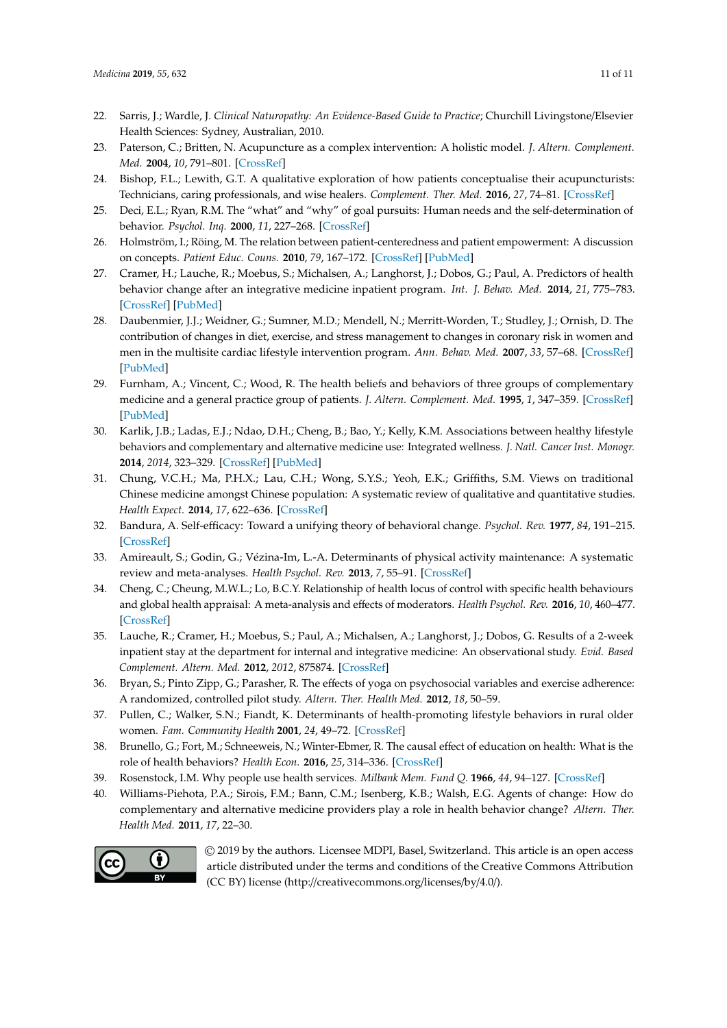22. Sarris, J.; Wardle, J. *Clinical Naturopathy: An Evidence-Based Guide to Practice*; Churchill Livingstone/Elsevier Health Sciences: Sydney, Australian, 2010.
23. Paterson, C.; Britten, N. Acupuncture as a complex intervention: A holistic model. *J. Altern. Complement. Med.* **2004**, *10*, 791–801. [CrossRef]
24. Bishop, F.L.; Lewith, G.T. A qualitative exploration of how patients conceptualise their acupuncturists: Technicians, caring professionals, and wise healers. *Complement. Ther. Med.* **2016**, *27*, 74–81. [CrossRef]
25. Deci, E.L.; Ryan, R.M. The "what" and "why" of goal pursuits: Human needs and the self-determination of behavior. *Psychol. Inq.* **2000**, *11*, 227–268. [CrossRef]
26. Holmström, I.; Röing, M. The relation between patient-centeredness and patient empowerment: A discussion on concepts. *Patient Educ. Couns.* **2010**, *79*, 167–172. [CrossRef] [PubMed]
27. Cramer, H.; Lauche, R.; Moebus, S.; Michalsen, A.; Langhorst, J.; Dobos, G.; Paul, A. Predictors of health behavior change after an integrative medicine inpatient program. *Int. J. Behav. Med.* **2014**, *21*, 775–783. [CrossRef] [PubMed]
28. Daubenmier, J.J.; Weidner, G.; Sumner, M.D.; Mendell, N.; Merritt-Worden, T.; Studley, J.; Ornish, D. The contribution of changes in diet, exercise, and stress management to changes in coronary risk in women and men in the multisite cardiac lifestyle intervention program. *Ann. Behav. Med.* **2007**, *33*, 57–68. [CrossRef] [PubMed]
29. Furnham, A.; Vincent, C.; Wood, R. The health beliefs and behaviors of three groups of complementary medicine and a general practice group of patients. *J. Altern. Complement. Med.* **1995**, *1*, 347–359. [CrossRef] [PubMed]
30. Karlik, J.B.; Ladas, E.J.; Ndao, D.H.; Cheng, B.; Bao, Y.; Kelly, K.M. Associations between healthy lifestyle behaviors and complementary and alternative medicine use: Integrated wellness. *J. Natl. Cancer Inst. Monogr.* **2014**, *2014*, 323–329. [CrossRef] [PubMed]
31. Chung, V.C.H.; Ma, P.H.X.; Lau, C.H.; Wong, S.Y.S.; Yeoh, E.K.; Griffiths, S.M. Views on traditional Chinese medicine amongst Chinese population: A systematic review of qualitative and quantitative studies. *Health Expect.* **2014**, *17*, 622–636. [CrossRef]
32. Bandura, A. Self-efficacy: Toward a unifying theory of behavioral change. *Psychol. Rev.* **1977**, *84*, 191–215. [CrossRef]
33. Amireault, S.; Godin, G.; Vézina-Im, L.-A. Determinants of physical activity maintenance: A systematic review and meta-analyses. *Health Psychol. Rev.* **2013**, *7*, 55–91. [CrossRef]
34. Cheng, C.; Cheung, M.W.L.; Lo, B.C.Y. Relationship of health locus of control with specific health behaviours and global health appraisal: A meta-analysis and effects of moderators. *Health Psychol. Rev.* **2016**, *10*, 460–477. [CrossRef]
35. Lauche, R.; Cramer, H.; Moebus, S.; Paul, A.; Michalsen, A.; Langhorst, J.; Dobos, G. Results of a 2-week inpatient stay at the department for internal and integrative medicine: An observational study. *Evid. Based Complement. Altern. Med.* **2012**, *2012*, 875874. [CrossRef]
36. Bryan, S.; Pinto Zipp, G.; Parasher, R. The effects of yoga on psychosocial variables and exercise adherence: A randomized, controlled pilot study. *Altern. Ther. Health Med.* **2012**, *18*, 50–59.
37. Pullen, C.; Walker, S.N.; Fiandt, K. Determinants of health-promoting lifestyle behaviors in rural older women. *Fam. Community Health* **2001**, *24*, 49–72. [CrossRef]
38. Brunello, G.; Fort, M.; Schneeweis, N.; Winter-Ebmer, R. The causal effect of education on health: What is the role of health behaviors? *Health Econ.* **2016**, *25*, 314–336. [CrossRef]
39. Rosenstock, I.M. Why people use health services. *Milbank Mem. Fund Q.* **1966**, *44*, 94–127. [CrossRef]
40. Williams-Piehota, P.A.; Sirois, F.M.; Bann, C.M.; Isenberg, K.B.; Walsh, E.G. Agents of change: How do complementary and alternative medicine providers play a role in health behavior change? *Altern. Ther. Health Med.* **2011**, *17*, 22–30.

© 2019 by the authors. Licensee MDPI, Basel, Switzerland. This article is an open access article distributed under the terms and conditions of the Creative Commons Attribution (CC BY) license (http://creativecommons.org/licenses/by/4.0/).